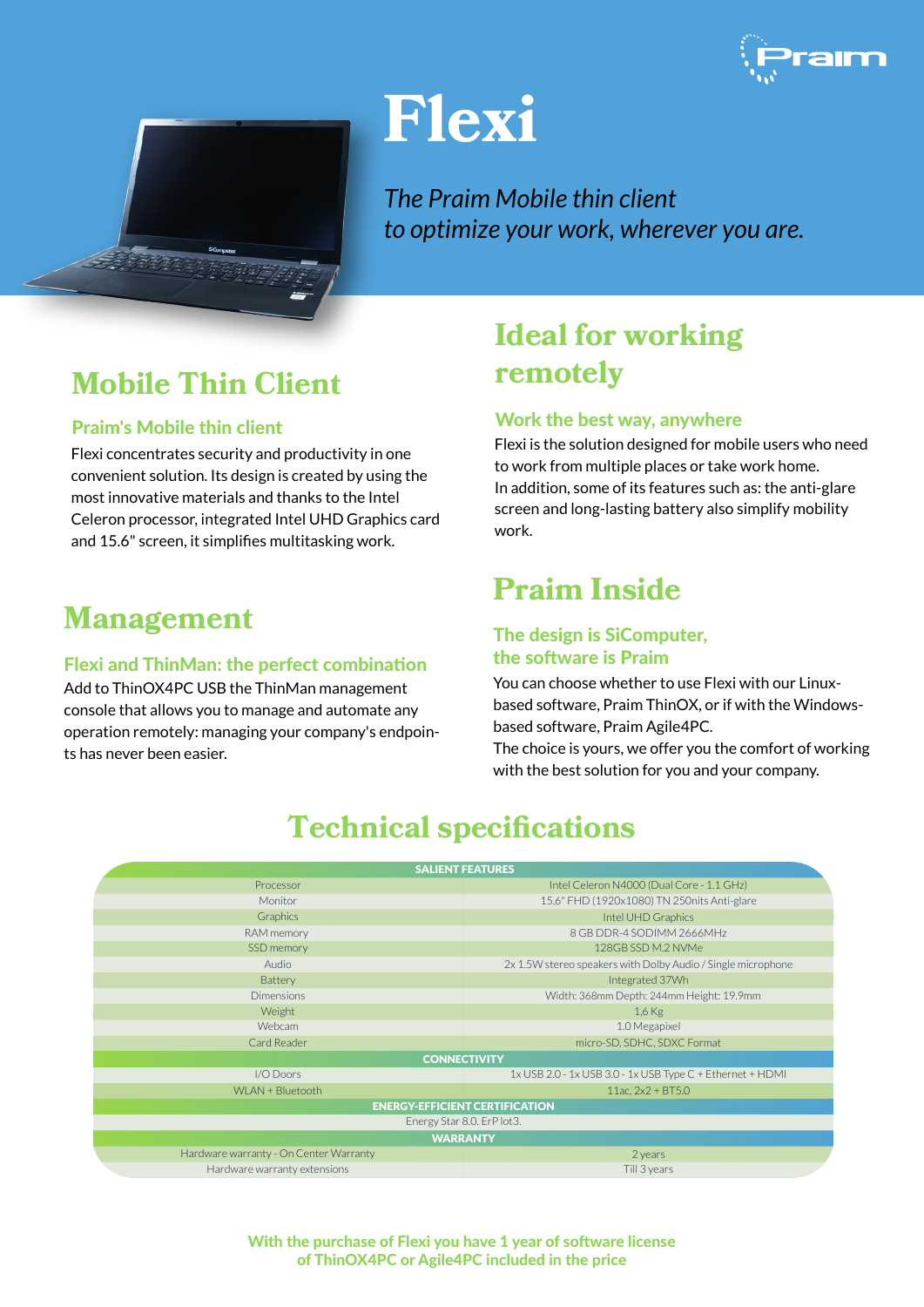# Flexi

*The Praim Mobile thin client*
*to optimize your work, wherever you are.*

## Mobile Thin Client

### Praim's Mobile thin client

Flexi concentrates security and productivity in one convenient solution. Its design is created by using the most innovative materials and thanks to the Intel Celeron processor, integrated Intel UHD Graphics card and 15.6" screen, it simplifies multitasking work.

## Management

### Flexi and ThinMan: the perfect combination

Add to ThinOX4PC USB the ThinMan management console that allows you to manage and automate any operation remotely: managing your company's endpoints has never been easier.

## Ideal for working remotely

### Work the best way, anywhere

Flexi is the solution designed for mobile users who need to work from multiple places or take work home.
In addition, some of its features such as: the anti-glare screen and long-lasting battery also simplify mobility work.

## Praim Inside

### The design is SiComputer, the software is Praim

You can choose whether to use Flexi with our Linux-based software, Praim ThinOX, or if with the Windows-based software, Praim Agile4PC.
The choice is yours, we offer you the comfort of working with the best solution for you and your company.

## Technical specifications

| SALIENT FEATURES | |
|---|---|
| Processor | Intel Celeron N4000 (Dual Core - 1.1 GHz) |
| Monitor | 15.6" FHD (1920x1080) TN 250nits Anti-glare |
| Graphics | Intel UHD Graphics |
| RAM memory | 8 GB DDR-4 SODIMM 2666MHz |
| SSD memory | 128GB SSD M.2 NVMe |
| Audio | 2x 1.5W stereo speakers with Dolby Audio / Single microphone |
| Battery | Integrated 37Wh |
| Dimensions | Width: 368mm Depth: 244mm Height: 19.9mm |
| Weight | 1.6 Kg |
| Webcam | 1.0 Megapixel |
| Card Reader | micro-SD, SDHC, SDXC Format |
| **CONNECTIVITY** | |
| I/O Doors | 1x USB 2.0 - 1x USB 3.0 - 1x USB Type C + Ethernet + HDMI |
| WLAN + Bluetooth | 11ac, 2x2 + BT5.0 |
| **ENERGY-EFFICIENT CERTIFICATION** | |
| Energy Star 8.0. ErP lot3. | |
| **WARRANTY** | |
| Hardware warranty - On Center Warranty | 2 years |
| Hardware warranty extensions | Till 3 years |

**With the purchase of Flexi you have 1 year of software license of ThinOX4PC or Agile4PC included in the price**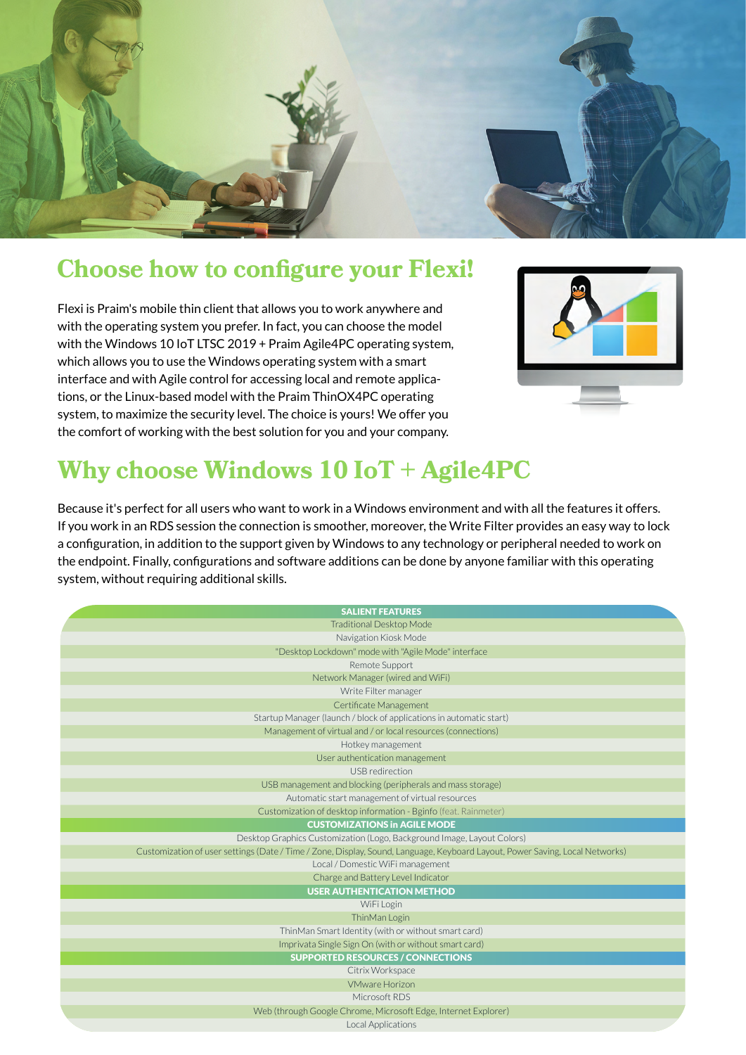## Choose how to configure your Flexi!

Flexi is Praim's mobile thin client that allows you to work anywhere and with the operating system you prefer. In fact, you can choose the model with the Windows 10 IoT LTSC 2019 + Praim Agile4PC operating system, which allows you to use the Windows operating system with a smart interface and with Agile control for accessing local and remote applications, or the Linux-based model with the Praim ThinOX4PC operating system, to maximize the security level. The choice is yours! We offer you the comfort of working with the best solution for you and your company.

## Why choose Windows 10 IoT + Agile4PC

Because it's perfect for all users who want to work in a Windows environment and with all the features it offers. If you work in an RDS session the connection is smoother, moreover, the Write Filter provides an easy way to lock a configuration, in addition to the support given by Windows to any technology or peripheral needed to work on the endpoint. Finally, configurations and software additions can be done by anyone familiar with this operating system, without requiring additional skills.

| SALIENT FEATURES |
|---|
| Traditional Desktop Mode |
| Navigation Kiosk Mode |
| "Desktop Lockdown" mode with "Agile Mode" interface |
| Remote Support |
| Network Manager (wired and WiFi) |
| Write Filter manager |
| Certificate Management |
| Startup Manager (launch / block of applications in automatic start) |
| Management of virtual and / or local resources (connections) |
| Hotkey management |
| User authentication management |
| USB redirection |
| USB management and blocking (peripherals and mass storage) |
| Automatic start management of virtual resources |
| Customization of desktop information - Bginfo (feat. Rainmeter) |
| **CUSTOMIZATIONS in AGILE MODE** |
| Desktop Graphics Customization (Logo, Background Image, Layout Colors) |
| Customization of user settings (Date / Time / Zone, Display, Sound, Language, Keyboard Layout, Power Saving, Local Networks) |
| Local / Domestic WiFi management |
| Charge and Battery Level Indicator |
| **USER AUTHENTICATION METHOD** |
| WiFi Login |
| ThinMan Login |
| ThinMan Smart Identity (with or without smart card) |
| Imprivata Single Sign On (with or without smart card) |
| **SUPPORTED RESOURCES / CONNECTIONS** |
| Citrix Workspace |
| VMware Horizon |
| Microsoft RDS |
| Web (through Google Chrome, Microsoft Edge, Internet Explorer) |
| Local Applications |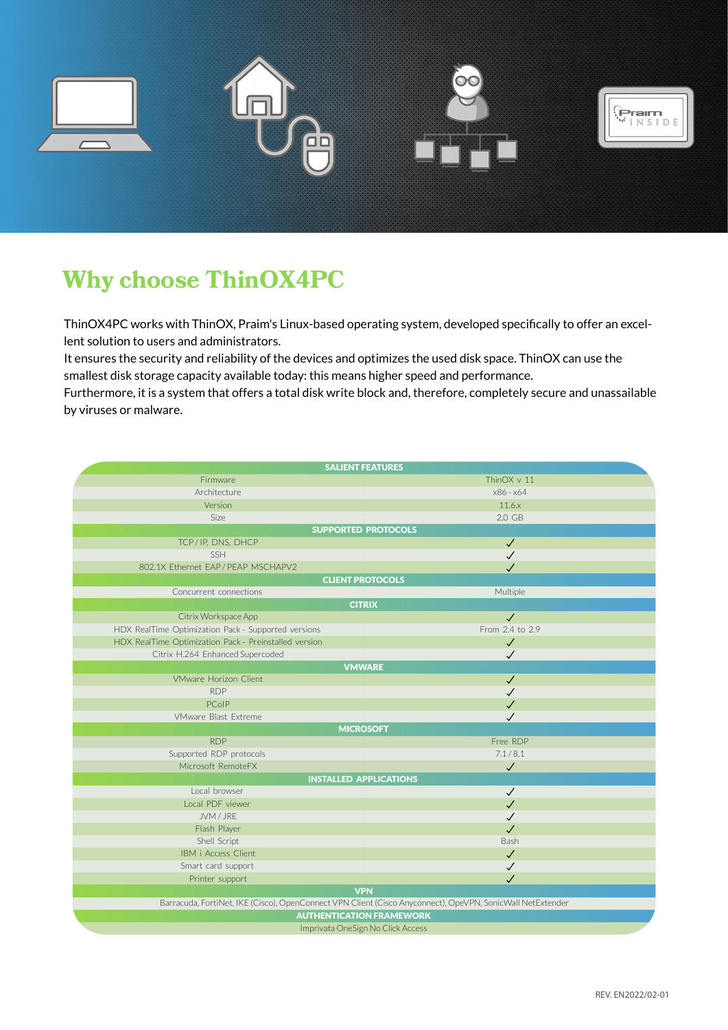## Why choose ThinOX4PC

ThinOX4PC works with ThinOX, Praim's Linux-based operating system, developed specifically to offer an excellent solution to users and administrators.
It ensures the security and reliability of the devices and optimizes the used disk space. ThinOX can use the smallest disk storage capacity available today: this means higher speed and performance.
Furthermore, it is a system that offers a total disk write block and, therefore, completely secure and unassailable by viruses or malware.

| SALIENT FEATURES | |
|---|---|
| Firmware | ThinOX v 11 |
| Architecture | x86 - x64 |
| Version | 11.6.x |
| Size | 2.0 GB |
| **SUPPORTED PROTOCOLS** | |
| TCP / IP, DNS, DHCP | ✓ |
| SSH | ✓ |
| 802.1X Ethernet EAP / PEAP MSCHAPV2 | ✓ |
| **CLIENT PROTOCOLS** | |
| Concurrent connections | Multiple |
| **CITRIX** | |
| Citrix Workspace App | ✓ |
| HDX RealTime Optimization Pack - Supported versions | From 2.4 to 2.9 |
| HDX RealTime Optimization Pack - Preinstalled version | ✓ |
| Citrix H.264 Enhanced Supercoded | ✓ |
| **VMWARE** | |
| VMware Horizon Client | ✓ |
| RDP | ✓ |
| PCoIP | ✓ |
| VMware Blast Extreme | ✓ |
| **MICROSOFT** | |
| RDP | Free RDP |
| Supported RDP protocols | 7.1 / 8.1 |
| Microsoft RemoteFX | ✓ |
| **INSTALLED APPLICATIONS** | |
| Local browser | ✓ |
| Local PDF viewer | ✓ |
| JVM / JRE | ✓ |
| Flash Player | ✓ |
| Shell Script | Bash |
| IBM i Access Client | ✓ |
| Smart card support | ✓ |
| Printer support | ✓ |
| **VPN** | |
| Barracuda, FortiNet, IKE (Cisco), OpenConnect VPN Client (Cisco Anyconnect), OpeVPN, SonicWall NetExtender | |
| **AUTHENTICATION FRAMEWORK** | |
| Imprivata OneSign No Click Access | |

REV. EN2022/02-01